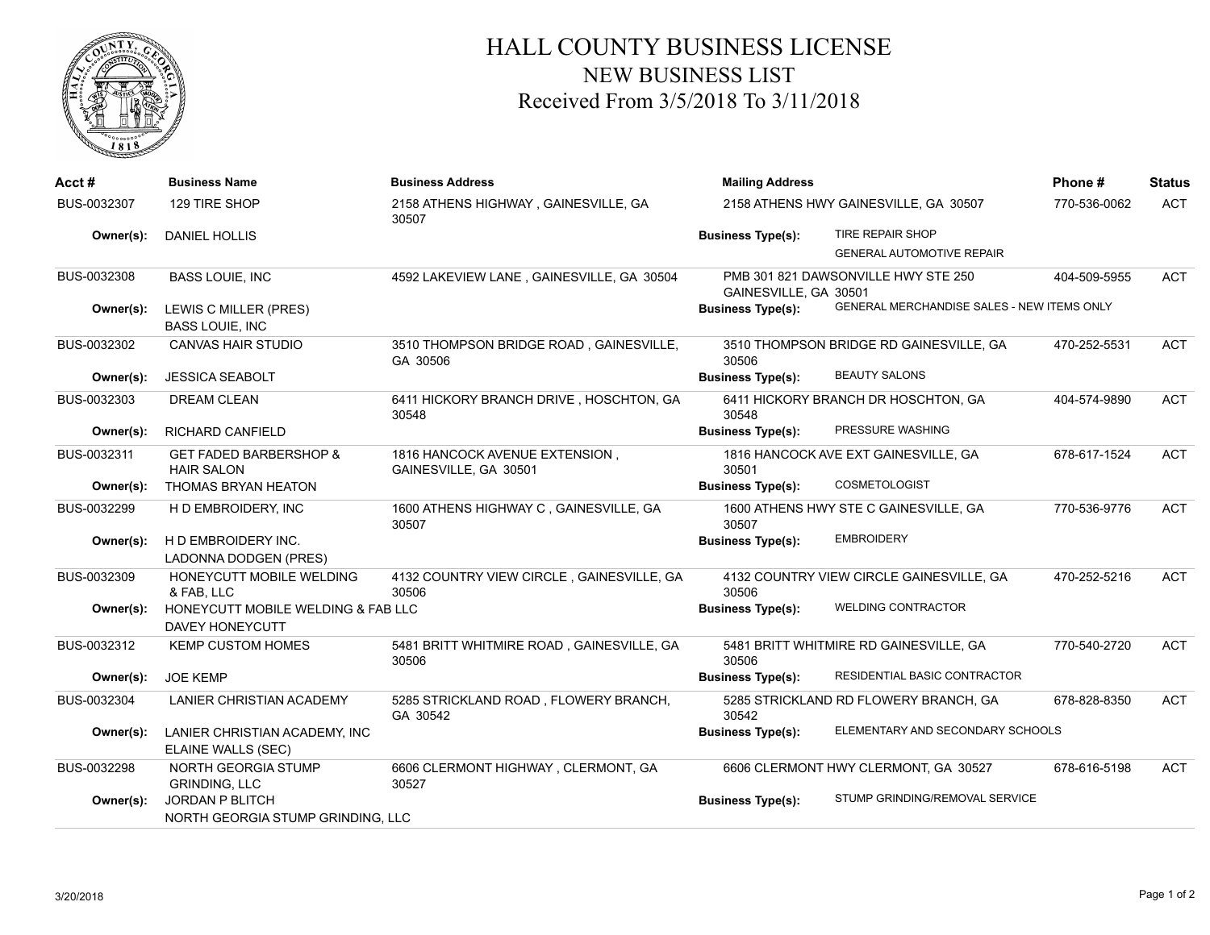# HALL COUNTY BUSINESS LICENSE
## NEW BUSINESS LIST
### Received From 3/5/2018 To 3/11/2018

| Acct # | Business Name | Business Address | Mailing Address | Phone # | Status |
|---|---|---|---|---|---|
| BUS-0032307 | 129 TIRE SHOP | 2158 ATHENS HIGHWAY , GAINESVILLE, GA 30507 | 2158 ATHENS HWY GAINESVILLE, GA 30507 | 770-536-0062 | ACT |
| **Owner(s):** | DANIEL HOLLIS | | **Business Type(s):** TIRE REPAIR SHOP; GENERAL AUTOMOTIVE REPAIR | | |
| BUS-0032308 | BASS LOUIE, INC | 4592 LAKEVIEW LANE , GAINESVILLE, GA 30504 | PMB 301 821 DAWSONVILLE HWY STE 250 GAINESVILLE, GA 30501 | 404-509-5955 | ACT |
| **Owner(s):** | LEWIS C MILLER (PRES); BASS LOUIE, INC | | **Business Type(s):** GENERAL MERCHANDISE SALES - NEW ITEMS ONLY | | |
| BUS-0032302 | CANVAS HAIR STUDIO | 3510 THOMPSON BRIDGE ROAD , GAINESVILLE, GA 30506 | 3510 THOMPSON BRIDGE RD GAINESVILLE, GA 30506 | 470-252-5531 | ACT |
| **Owner(s):** | JESSICA SEABOLT | | **Business Type(s):** BEAUTY SALONS | | |
| BUS-0032303 | DREAM CLEAN | 6411 HICKORY BRANCH DRIVE , HOSCHTON, GA 30548 | 6411 HICKORY BRANCH DR HOSCHTON, GA 30548 | 404-574-9890 | ACT |
| **Owner(s):** | RICHARD CANFIELD | | **Business Type(s):** PRESSURE WASHING | | |
| BUS-0032311 | GET FADED BARBERSHOP & HAIR SALON | 1816 HANCOCK AVENUE EXTENSION , GAINESVILLE, GA 30501 | 1816 HANCOCK AVE EXT GAINESVILLE, GA 30501 | 678-617-1524 | ACT |
| **Owner(s):** | THOMAS BRYAN HEATON | | **Business Type(s):** COSMETOLOGIST | | |
| BUS-0032299 | H D EMBROIDERY, INC | 1600 ATHENS HIGHWAY C , GAINESVILLE, GA 30507 | 1600 ATHENS HWY STE C GAINESVILLE, GA 30507 | 770-536-9776 | ACT |
| **Owner(s):** | H D EMBROIDERY INC.; LADONNA DODGEN (PRES) | | **Business Type(s):** EMBROIDERY | | |
| BUS-0032309 | HONEYCUTT MOBILE WELDING & FAB, LLC | 4132 COUNTRY VIEW CIRCLE , GAINESVILLE, GA 30506 | 4132 COUNTRY VIEW CIRCLE GAINESVILLE, GA 30506 | 470-252-5216 | ACT |
| **Owner(s):** | HONEYCUTT MOBILE WELDING & FAB LLC; DAVEY HONEYCUTT | | **Business Type(s):** WELDING CONTRACTOR | | |
| BUS-0032312 | KEMP CUSTOM HOMES | 5481 BRITT WHITMIRE ROAD , GAINESVILLE, GA 30506 | 5481 BRITT WHITMIRE RD GAINESVILLE, GA 30506 | 770-540-2720 | ACT |
| **Owner(s):** | JOE KEMP | | **Business Type(s):** RESIDENTIAL BASIC CONTRACTOR | | |
| BUS-0032304 | LANIER CHRISTIAN ACADEMY | 5285 STRICKLAND ROAD , FLOWERY BRANCH, GA 30542 | 5285 STRICKLAND RD FLOWERY BRANCH, GA 30542 | 678-828-8350 | ACT |
| **Owner(s):** | LANIER CHRISTIAN ACADEMY, INC; ELAINE WALLS (SEC) | | **Business Type(s):** ELEMENTARY AND SECONDARY SCHOOLS | | |
| BUS-0032298 | NORTH GEORGIA STUMP GRINDING, LLC | 6606 CLERMONT HIGHWAY , CLERMONT, GA 30527 | 6606 CLERMONT HWY CLERMONT, GA 30527 | 678-616-5198 | ACT |
| **Owner(s):** | JORDAN P BLITCH; NORTH GEORGIA STUMP GRINDING, LLC | | **Business Type(s):** STUMP GRINDING/REMOVAL SERVICE | | |

3/20/2018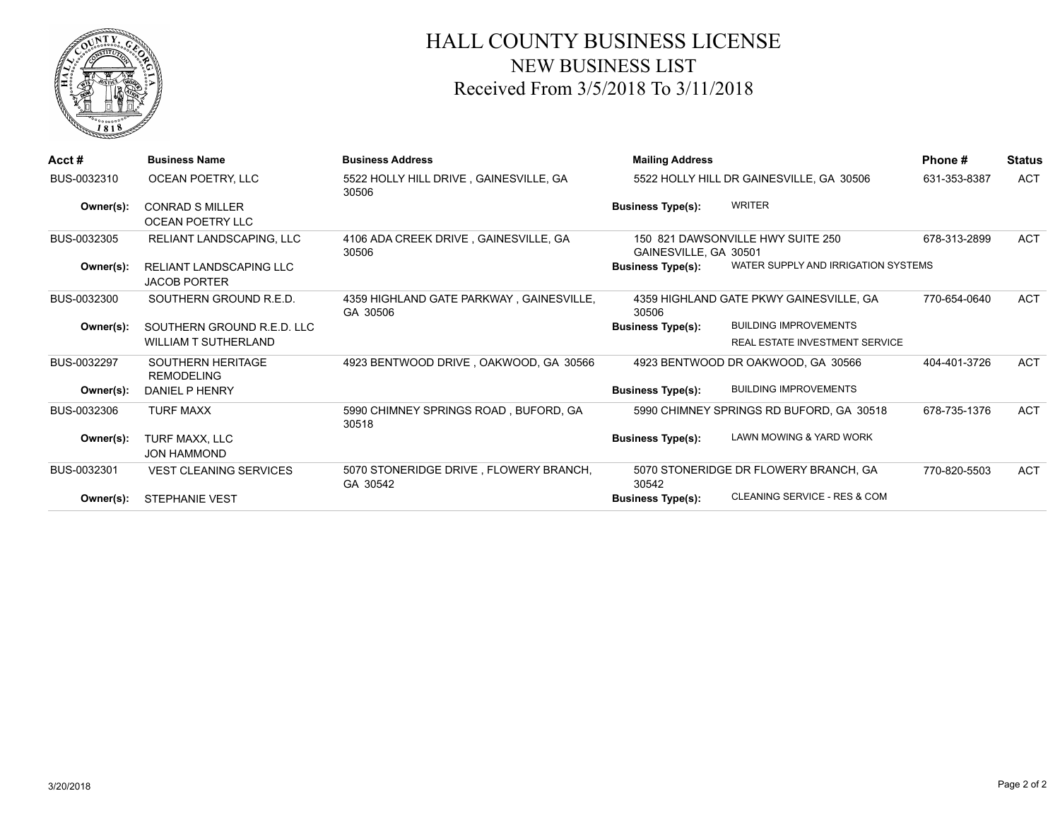# HALL COUNTY BUSINESS LICENSE
## NEW BUSINESS LIST
### Received From 3/5/2018 To 3/11/2018

| Acct # | Business Name | Business Address | Mailing Address | | Phone # | Status |
|---|---|---|---|---|---|---|
| BUS-0032310 | OCEAN POETRY, LLC | 5522 HOLLY HILL DRIVE , GAINESVILLE, GA 30506 | 5522 HOLLY HILL DR GAINESVILLE, GA 30506 | | 631-353-8387 | ACT |
| **Owner(s):** | CONRAD S MILLER<br>OCEAN POETRY LLC | | **Business Type(s):** | WRITER | | |
| BUS-0032305 | RELIANT LANDSCAPING, LLC | 4106 ADA CREEK DRIVE , GAINESVILLE, GA 30506 | 150 821 DAWSONVILLE HWY SUITE 250 GAINESVILLE, GA 30501 | | 678-313-2899 | ACT |
| **Owner(s):** | RELIANT LANDSCAPING LLC<br>JACOB PORTER | | **Business Type(s):** | WATER SUPPLY AND IRRIGATION SYSTEMS | | |
| BUS-0032300 | SOUTHERN GROUND R.E.D. | 4359 HIGHLAND GATE PARKWAY , GAINESVILLE, GA 30506 | 4359 HIGHLAND GATE PKWY GAINESVILLE, GA 30506 | | 770-654-0640 | ACT |
| **Owner(s):** | SOUTHERN GROUND R.E.D. LLC<br>WILLIAM T SUTHERLAND | | **Business Type(s):** | BUILDING IMPROVEMENTS<br>REAL ESTATE INVESTMENT SERVICE | | |
| BUS-0032297 | SOUTHERN HERITAGE REMODELING | 4923 BENTWOOD DRIVE , OAKWOOD, GA 30566 | 4923 BENTWOOD DR OAKWOOD, GA 30566 | | 404-401-3726 | ACT |
| **Owner(s):** | DANIEL P HENRY | | **Business Type(s):** | BUILDING IMPROVEMENTS | | |
| BUS-0032306 | TURF MAXX | 5990 CHIMNEY SPRINGS ROAD , BUFORD, GA 30518 | 5990 CHIMNEY SPRINGS RD BUFORD, GA 30518 | | 678-735-1376 | ACT |
| **Owner(s):** | TURF MAXX, LLC<br>JON HAMMOND | | **Business Type(s):** | LAWN MOWING & YARD WORK | | |
| BUS-0032301 | VEST CLEANING SERVICES | 5070 STONERIDGE DRIVE , FLOWERY BRANCH, GA 30542 | 5070 STONERIDGE DR FLOWERY BRANCH, GA 30542 | | 770-820-5503 | ACT |
| **Owner(s):** | STEPHANIE VEST | | **Business Type(s):** | CLEANING SERVICE - RES & COM | | |

3/20/2018